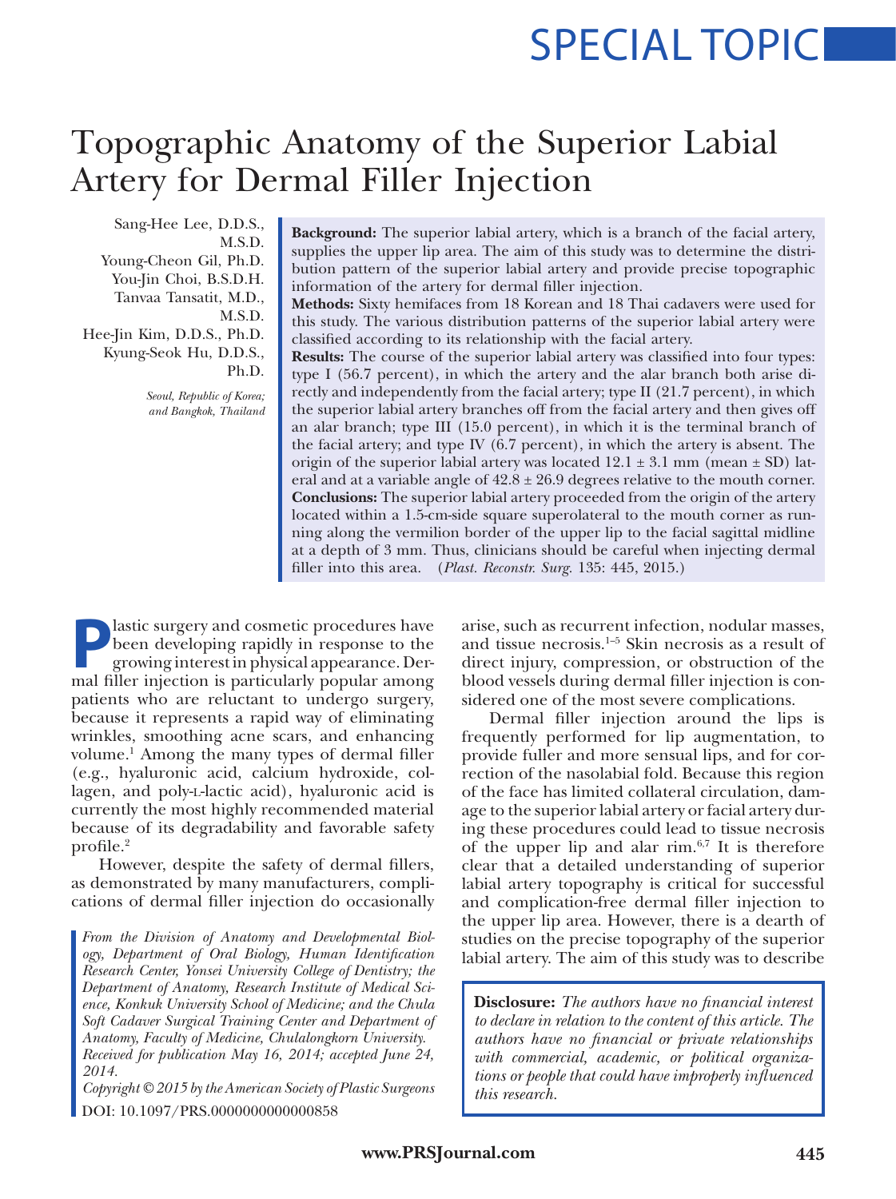SPECIAL TOPIC

# Topographic Anatomy of the Superior Labial Artery for Dermal Filler Injection

Sang-Hee Lee, D.D.S., M.S.D.
Young-Cheon Gil, Ph.D.
You-Jin Choi, B.S.D.H.
Tanvaa Tansatit, M.D., M.S.D.
Hee-Jin Kim, D.D.S., Ph.D.
Kyung-Seok Hu, D.D.S., Ph.D.

*Seoul, Republic of Korea; and Bangkok, Thailand*

**Background:** The superior labial artery, which is a branch of the facial artery, supplies the upper lip area. The aim of this study was to determine the distribution pattern of the superior labial artery and provide precise topographic information of the artery for dermal filler injection.

**Methods:** Sixty hemifaces from 18 Korean and 18 Thai cadavers were used for this study. The various distribution patterns of the superior labial artery were classified according to its relationship with the facial artery.

**Results:** The course of the superior labial artery was classified into four types: type I (56.7 percent), in which the artery and the alar branch both arise directly and independently from the facial artery; type II (21.7 percent), in which the superior labial artery branches off from the facial artery and then gives off an alar branch; type III (15.0 percent), in which it is the terminal branch of the facial artery; and type IV (6.7 percent), in which the artery is absent. The origin of the superior labial artery was located 12.1 ± 3.1 mm (mean ± SD) lateral and at a variable angle of 42.8 ± 26.9 degrees relative to the mouth corner.

**Conclusions:** The superior labial artery proceeded from the origin of the artery located within a 1.5-cm-side square superolateral to the mouth corner as running along the vermilion border of the upper lip to the facial sagittal midline at a depth of 3 mm. Thus, clinicians should be careful when injecting dermal filler into this area. (*Plast. Reconstr. Surg.* 135: 445, 2015.)

Plastic surgery and cosmetic procedures have been developing rapidly in response to the growing interest in physical appearance. Dermal filler injection is particularly popular among patients who are reluctant to undergo surgery, because it represents a rapid way of eliminating wrinkles, smoothing acne scars, and enhancing volume.[1] Among the many types of dermal filler (e.g., hyaluronic acid, calcium hydroxide, collagen, and poly-L-lactic acid), hyaluronic acid is currently the most highly recommended material because of its degradability and favorable safety profile.[2]

However, despite the safety of dermal fillers, as demonstrated by many manufacturers, complications of dermal filler injection do occasionally arise, such as recurrent infection, nodular masses, and tissue necrosis.[1–5] Skin necrosis as a result of direct injury, compression, or obstruction of the blood vessels during dermal filler injection is considered one of the most severe complications.

Dermal filler injection around the lips is frequently performed for lip augmentation, to provide fuller and more sensual lips, and for correction of the nasolabial fold. Because this region of the face has limited collateral circulation, damage to the superior labial artery or facial artery during these procedures could lead to tissue necrosis of the upper lip and alar rim.[6,7] It is therefore clear that a detailed understanding of superior labial artery topography is critical for successful and complication-free dermal filler injection to the upper lip area. However, there is a dearth of studies on the precise topography of the superior labial artery. The aim of this study was to describe

*From the Division of Anatomy and Developmental Biology, Department of Oral Biology, Human Identification Research Center, Yonsei University College of Dentistry; the Department of Anatomy, Research Institute of Medical Science, Konkuk University School of Medicine; and the Chula Soft Cadaver Surgical Training Center and Department of Anatomy, Faculty of Medicine, Chulalongkorn University. Received for publication May 16, 2014; accepted June 24, 2014.*

*Copyright © 2015 by the American Society of Plastic Surgeons*

DOI: 10.1097/PRS.0000000000000858

**Disclosure:** *The authors have no financial interest to declare in relation to the content of this article. The authors have no financial or private relationships with commercial, academic, or political organizations or people that could have improperly influenced this research.*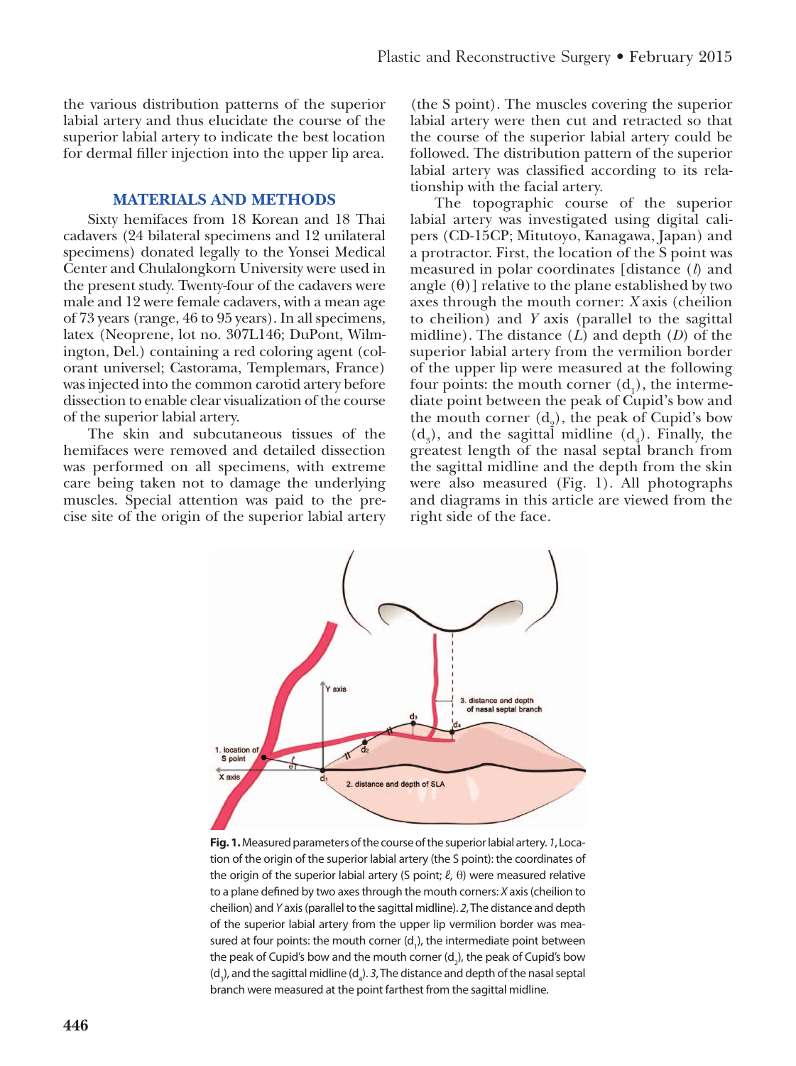the various distribution patterns of the superior labial artery and thus elucidate the course of the superior labial artery to indicate the best location for dermal filler injection into the upper lip area.

## MATERIALS AND METHODS

Sixty hemifaces from 18 Korean and 18 Thai cadavers (24 bilateral specimens and 12 unilateral specimens) donated legally to the Yonsei Medical Center and Chulalongkorn University were used in the present study. Twenty-four of the cadavers were male and 12 were female cadavers, with a mean age of 73 years (range, 46 to 95 years). In all specimens, latex (Neoprene, lot no. 307L146; DuPont, Wilmington, Del.) containing a red coloring agent (colorant universel; Castorama, Templemars, France) was injected into the common carotid artery before dissection to enable clear visualization of the course of the superior labial artery.

The skin and subcutaneous tissues of the hemifaces were removed and detailed dissection was performed on all specimens, with extreme care being taken not to damage the underlying muscles. Special attention was paid to the precise site of the origin of the superior labial artery (the S point). The muscles covering the superior labial artery were then cut and retracted so that the course of the superior labial artery could be followed. The distribution pattern of the superior labial artery was classified according to its relationship with the facial artery.

The topographic course of the superior labial artery was investigated using digital calipers (CD-15CP; Mitutoyo, Kanagawa, Japan) and a protractor. First, the location of the S point was measured in polar coordinates [distance ($l$) and angle ($\theta$)] relative to the plane established by two axes through the mouth corner: *X* axis (cheilion to cheilion) and *Y* axis (parallel to the sagittal midline). The distance ($L$) and depth ($D$) of the superior labial artery from the vermilion border of the upper lip were measured at the following four points: the mouth corner ($d_1$), the intermediate point between the peak of Cupid's bow and the mouth corner ($d_2$), the peak of Cupid's bow ($d_3$), and the sagittal midline ($d_4$). Finally, the greatest length of the nasal septal branch from the sagittal midline and the depth from the skin were also measured (Fig. 1). All photographs and diagrams in this article are viewed from the right side of the face.

**Fig. 1.** Measured parameters of the course of the superior labial artery. *1*, Location of the origin of the superior labial artery (the S point): the coordinates of the origin of the superior labial artery (S point; $\ell$, $\theta$) were measured relative to a plane defined by two axes through the mouth corners: *X* axis (cheilion to cheilion) and *Y* axis (parallel to the sagittal midline). *2*, The distance and depth of the superior labial artery from the upper lip vermilion border was measured at four points: the mouth corner ($d_1$), the intermediate point between the peak of Cupid's bow and the mouth corner ($d_2$), the peak of Cupid's bow ($d_3$), and the sagittal midline ($d_4$). *3*, The distance and depth of the nasal septal branch were measured at the point farthest from the sagittal midline.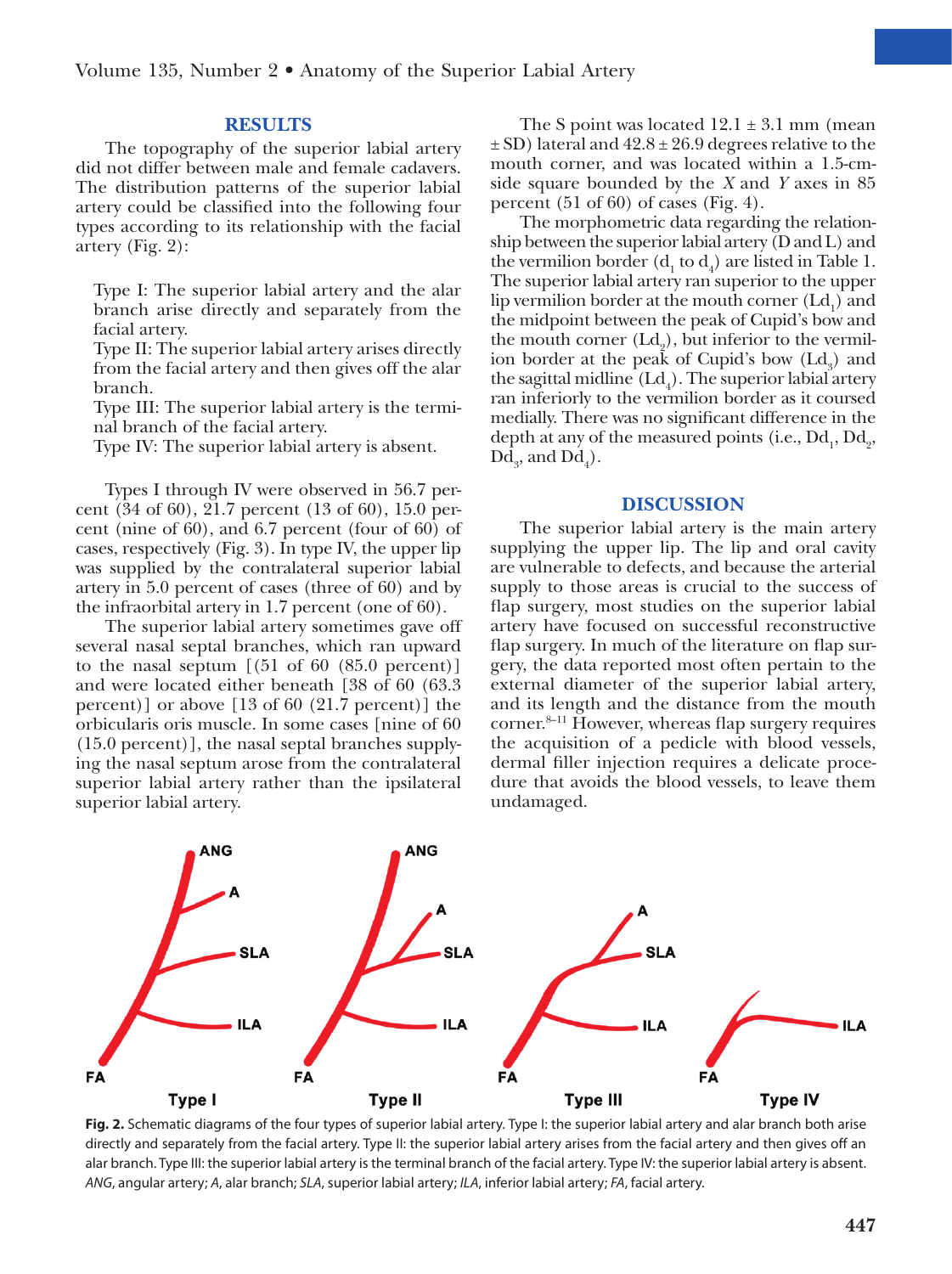## RESULTS

The topography of the superior labial artery did not differ between male and female cadavers. The distribution patterns of the superior labial artery could be classified into the following four types according to its relationship with the facial artery (Fig. 2):

Type I: The superior labial artery and the alar branch arise directly and separately from the facial artery.
Type II: The superior labial artery arises directly from the facial artery and then gives off the alar branch.
Type III: The superior labial artery is the terminal branch of the facial artery.
Type IV: The superior labial artery is absent.

Types I through IV were observed in 56.7 percent (34 of 60), 21.7 percent (13 of 60), 15.0 percent (nine of 60), and 6.7 percent (four of 60) of cases, respectively (Fig. 3). In type IV, the upper lip was supplied by the contralateral superior labial artery in 5.0 percent of cases (three of 60) and by the infraorbital artery in 1.7 percent (one of 60).

The superior labial artery sometimes gave off several nasal septal branches, which ran upward to the nasal septum [(51 of 60 (85.0 percent)] and were located either beneath [38 of 60 (63.3 percent)] or above [13 of 60 (21.7 percent)] the orbicularis oris muscle. In some cases [nine of 60 (15.0 percent)], the nasal septal branches supplying the nasal septum arose from the contralateral superior labial artery rather than the ipsilateral superior labial artery.

The S point was located 12.1 ± 3.1 mm (mean ± SD) lateral and 42.8 ± 26.9 degrees relative to the mouth corner, and was located within a 1.5-cm-side square bounded by the *X* and *Y* axes in 85 percent (51 of 60) of cases (Fig. 4).

The morphometric data regarding the relationship between the superior labial artery (D and L) and the vermilion border ($d_1$ to $d_4$) are listed in Table 1. The superior labial artery ran superior to the upper lip vermilion border at the mouth corner ($Ld_1$) and the midpoint between the peak of Cupid's bow and the mouth corner ($Ld_2$), but inferior to the vermilion border at the peak of Cupid's bow ($Ld_3$) and the sagittal midline ($Ld_4$). The superior labial artery ran inferiorly to the vermilion border as it coursed medially. There was no significant difference in the depth at any of the measured points (i.e., $Dd_1$, $Dd_2$, $Dd_3$, and $Dd_4$).

## DISCUSSION

The superior labial artery is the main artery supplying the upper lip. The lip and oral cavity are vulnerable to defects, and because the arterial supply to those areas is crucial to the success of flap surgery, most studies on the superior labial artery have focused on successful reconstructive flap surgery. In much of the literature on flap surgery, the data reported most often pertain to the external diameter of the superior labial artery, and its length and the distance from the mouth corner.[8–11] However, whereas flap surgery requires the acquisition of a pedicle with blood vessels, dermal filler injection requires a delicate procedure that avoids the blood vessels, to leave them undamaged.

**Fig. 2.** Schematic diagrams of the four types of superior labial artery. Type I: the superior labial artery and alar branch both arise directly and separately from the facial artery. Type II: the superior labial artery arises from the facial artery and then gives off an alar branch. Type III: the superior labial artery is the terminal branch of the facial artery. Type IV: the superior labial artery is absent. *ANG*, angular artery; *A*, alar branch; *SLA*, superior labial artery; *ILA*, inferior labial artery; *FA*, facial artery.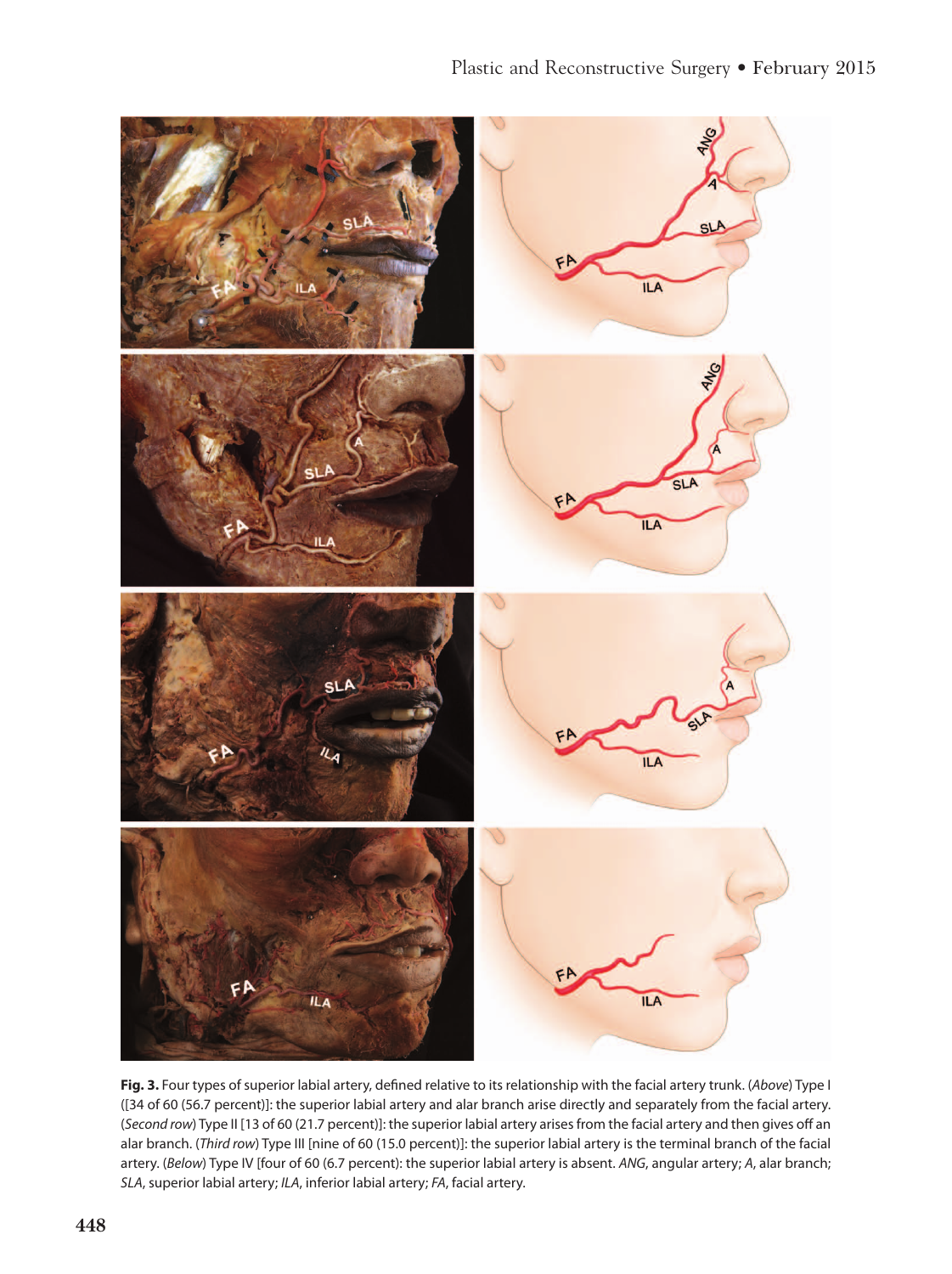**Fig. 3.** Four types of superior labial artery, defined relative to its relationship with the facial artery trunk. (*Above*) Type I ([34 of 60 (56.7 percent)]: the superior labial artery and alar branch arise directly and separately from the facial artery. (*Second row*) Type II [13 of 60 (21.7 percent)]: the superior labial artery arises from the facial artery and then gives off an alar branch. (*Third row*) Type III [nine of 60 (15.0 percent)]: the superior labial artery is the terminal branch of the facial artery. (*Below*) Type IV [four of 60 (6.7 percent): the superior labial artery is absent. *ANG*, angular artery; *A*, alar branch; *SLA*, superior labial artery; *ILA*, inferior labial artery; *FA*, facial artery.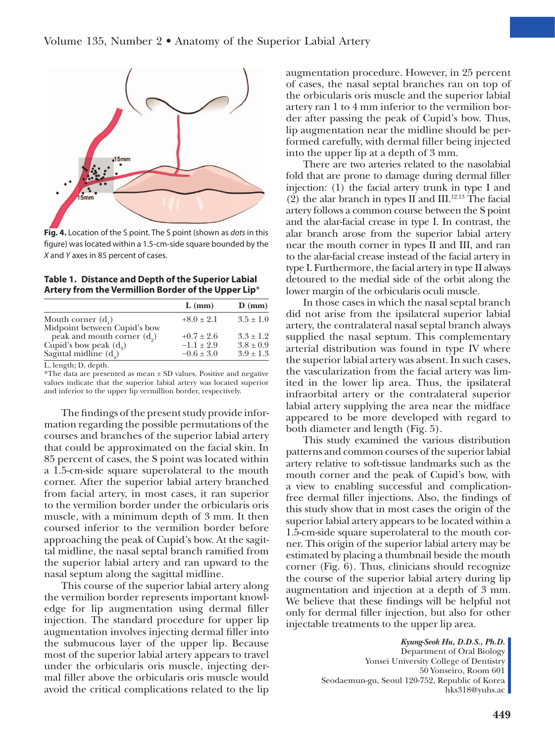15mm

15mm

**Fig. 4.** Location of the S point. The S point (shown as *dots* in this figure) was located within a 1.5-cm-side square bounded by the *X* and *Y* axes in 85 percent of cases.

**Table 1. Distance and Depth of the Superior Labial Artery from the Vermillion Border of the Upper Lip***

| | L (mm) | D (mm) |
|---|---|---|
| Mouth corner ($d_1$) | +8.0 ± 2.1 | 3.5 ± 1.0 |
| Midpoint between Cupid's bow peak and mouth corner ($d_2$) | +0.7 ± 2.6 | 3.3 ± 1.2 |
| Cupid's bow peak ($d_3$) | −1.1 ± 2.9 | 3.8 ± 0.9 |
| Sagittal midline ($d_4$) | −0.6 ± 3.0 | 3.9 ± 1.3 |

L, length; D, depth.
*The data are presented as mean ± SD values. Positive and negative values indicate that the superior labial artery was located superior and inferior to the upper lip vermillion border, respectively.

The findings of the present study provide information regarding the possible permutations of the courses and branches of the superior labial artery that could be approximated on the facial skin. In 85 percent of cases, the S point was located within a 1.5-cm-side square superolateral to the mouth corner. After the superior labial artery branched from facial artery, in most cases, it ran superior to the vermilion border under the orbicularis oris muscle, with a minimum depth of 3 mm. It then coursed inferior to the vermilion border before approaching the peak of Cupid's bow. At the sagittal midline, the nasal septal branch ramified from the superior labial artery and ran upward to the nasal septum along the sagittal midline.

This course of the superior labial artery along the vermilion border represents important knowledge for lip augmentation using dermal filler injection. The standard procedure for upper lip augmentation involves injecting dermal filler into the submucous layer of the upper lip. Because most of the superior labial artery appears to travel under the orbicularis oris muscle, injecting dermal filler above the orbicularis oris muscle would avoid the critical complications related to the lip augmentation procedure. However, in 25 percent of cases, the nasal septal branches ran on top of the orbicularis oris muscle and the superior labial artery ran 1 to 4 mm inferior to the vermilion border after passing the peak of Cupid's bow. Thus, lip augmentation near the midline should be performed carefully, with dermal filler being injected into the upper lip at a depth of 3 mm.

There are two arteries related to the nasolabial fold that are prone to damage during dermal filler injection: (1) the facial artery trunk in type I and (2) the alar branch in types II and III.[12,13] The facial artery follows a common course between the S point and the alar-facial crease in type I. In contrast, the alar branch arose from the superior labial artery near the mouth corner in types II and III, and ran to the alar-facial crease instead of the facial artery in type I. Furthermore, the facial artery in type II always detoured to the medial side of the orbit along the lower margin of the orbicularis oculi muscle.

In those cases in which the nasal septal branch did not arise from the ipsilateral superior labial artery, the contralateral nasal septal branch always supplied the nasal septum. This complementary arterial distribution was found in type IV where the superior labial artery was absent. In such cases, the vascularization from the facial artery was limited in the lower lip area. Thus, the ipsilateral infraorbital artery or the contralateral superior labial artery supplying the area near the midface appeared to be more developed with regard to both diameter and length (Fig. 5).

This study examined the various distribution patterns and common courses of the superior labial artery relative to soft-tissue landmarks such as the mouth corner and the peak of Cupid's bow, with a view to enabling successful and complication-free dermal filler injections. Also, the findings of this study show that in most cases the origin of the superior labial artery appears to be located within a 1.5-cm-side square superolateral to the mouth corner. This origin of the superior labial artery may be estimated by placing a thumbnail beside the mouth corner (Fig. 6). Thus, clinicians should recognize the course of the superior labial artery during lip augmentation and injection at a depth of 3 mm. We believe that these findings will be helpful not only for dermal filler injection, but also for other injectable treatments to the upper lip area.

*Kyung-Seok Hu, D.D.S., Ph.D.*
Department of Oral Biology
Yonsei University College of Dentistry
50 Yonseiro, Room 601
Seodaemun-gu, Seoul 120-752, Republic of Korea
hks318@yuhs.ac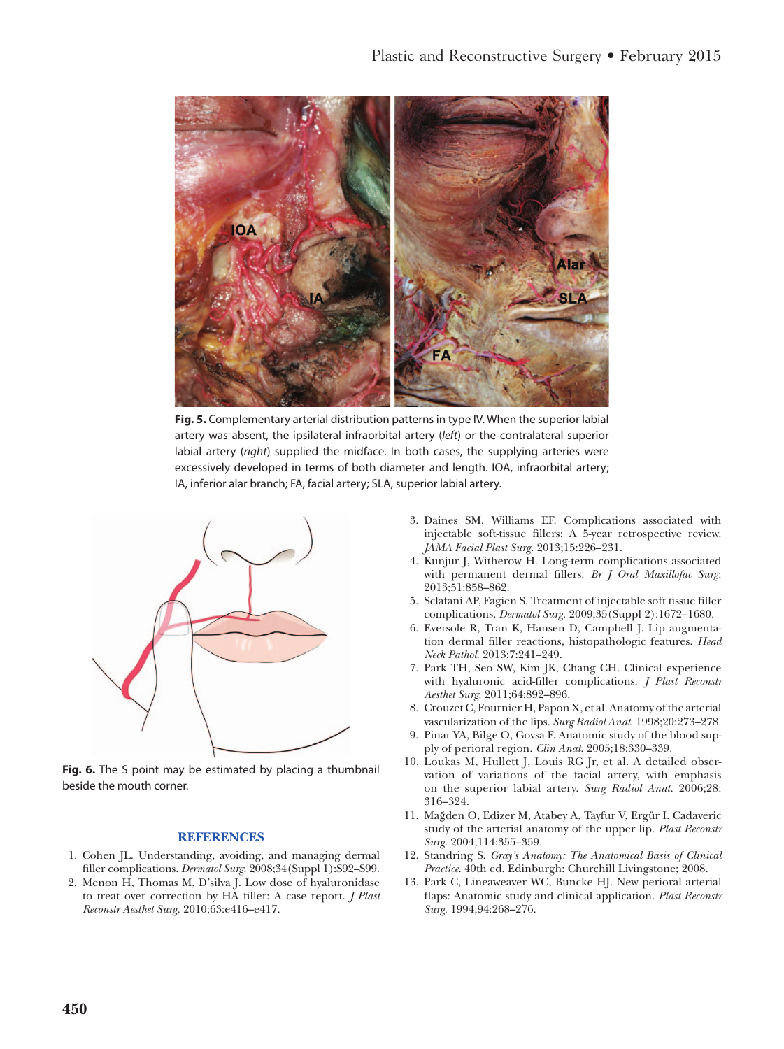IOA

IA

Alar

SLA

FA

**Fig. 5.** Complementary arterial distribution patterns in type IV. When the superior labial artery was absent, the ipsilateral infraorbital artery (*left*) or the contralateral superior labial artery (*right*) supplied the midface. In both cases, the supplying arteries were excessively developed in terms of both diameter and length. IOA, infraorbital artery; IA, inferior alar branch; FA, facial artery; SLA, superior labial artery.

**Fig. 6.** The S point may be estimated by placing a thumbnail beside the mouth corner.

## REFERENCES

1. Cohen JL. Understanding, avoiding, and managing dermal filler complications. *Dermatol Surg.* 2008;34(Suppl 1):S92–S99.
2. Menon H, Thomas M, D'silva J. Low dose of hyaluronidase to treat over correction by HA filler: A case report. *J Plast Reconstr Aesthet Surg.* 2010;63:e416–e417.
3. Daines SM, Williams EF. Complications associated with injectable soft-tissue fillers: A 5-year retrospective review. *JAMA Facial Plast Surg.* 2013;15:226–231.
4. Kunjur J, Witherow H. Long-term complications associated with permanent dermal fillers. *Br J Oral Maxillofac Surg.* 2013;51:858–862.
5. Sclafani AP, Fagien S. Treatment of injectable soft tissue filler complications. *Dermatol Surg.* 2009;35(Suppl 2):1672–1680.
6. Eversole R, Tran K, Hansen D, Campbell J. Lip augmentation dermal filler reactions, histopathologic features. *Head Neck Pathol.* 2013;7:241–249.
7. Park TH, Seo SW, Kim JK, Chang CH. Clinical experience with hyaluronic acid-filler complications. *J Plast Reconstr Aesthet Surg.* 2011;64:892–896.
8. Crouzet C, Fournier H, Papon X, et al. Anatomy of the arterial vascularization of the lips. *Surg Radiol Anat.* 1998;20:273–278.
9. Pinar YA, Bilge O, Govsa F. Anatomic study of the blood supply of perioral region. *Clin Anat.* 2005;18:330–339.
10. Loukas M, Hullett J, Louis RG Jr, et al. A detailed observation of variations of the facial artery, with emphasis on the superior labial artery. *Surg Radiol Anat.* 2006;28:316–324.
11. Mağden O, Edizer M, Atabey A, Tayfur V, Ergür I. Cadaveric study of the arterial anatomy of the upper lip. *Plast Reconstr Surg.* 2004;114:355–359.
12. Standring S. *Gray's Anatomy: The Anatomical Basis of Clinical Practice.* 40th ed. Edinburgh: Churchill Livingstone; 2008.
13. Park C, Lineaweaver WC, Buncke HJ. New perioral arterial flaps: Anatomic study and clinical application. *Plast Reconstr Surg.* 1994;94:268–276.